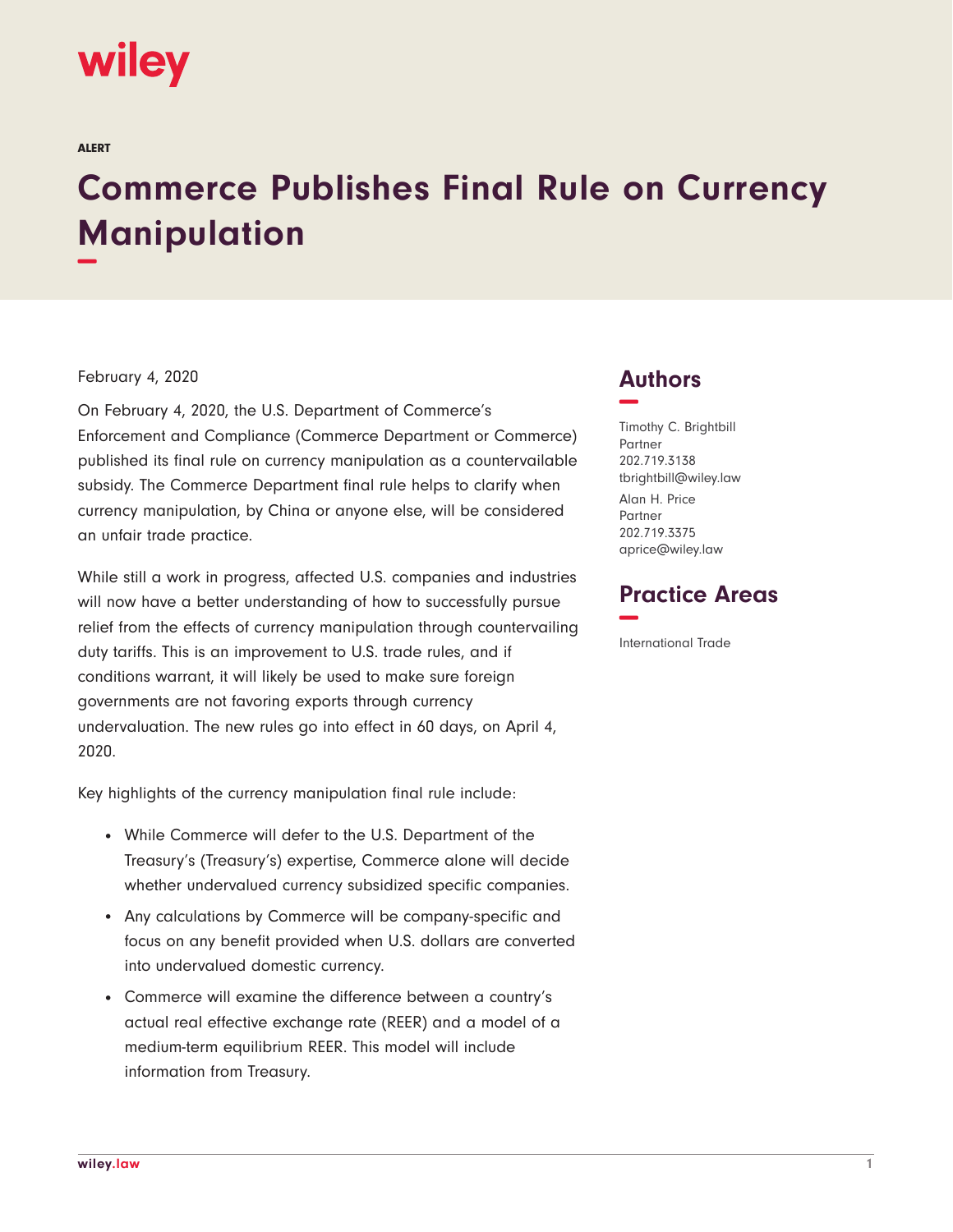wiley

ALERT

# Commerce Publishes Final Rule on Currency Manipulation

February 4, 2020

On February 4, 2020, the U.S. Department of Commerce's Enforcement and Compliance (Commerce Department or Commerce) published its final rule on currency manipulation as a countervailable subsidy. The Commerce Department final rule helps to clarify when currency manipulation, by China or anyone else, will be considered an unfair trade practice.

While still a work in progress, affected U.S. companies and industries will now have a better understanding of how to successfully pursue relief from the effects of currency manipulation through countervailing duty tariffs. This is an improvement to U.S. trade rules, and if conditions warrant, it will likely be used to make sure foreign governments are not favoring exports through currency undervaluation. The new rules go into effect in 60 days, on April 4, 2020.

Key highlights of the currency manipulation final rule include:

- While Commerce will defer to the U.S. Department of the Treasury's (Treasury's) expertise, Commerce alone will decide whether undervalued currency subsidized specific companies.
- Any calculations by Commerce will be company-specific and focus on any benefit provided when U.S. dollars are converted into undervalued domestic currency.
- Commerce will examine the difference between a country's actual real effective exchange rate (REER) and a model of a medium-term equilibrium REER. This model will include information from Treasury.

## Authors

Timothy C. Brightbill
Partner
202.719.3138
tbrightbill@wiley.law

Alan H. Price
Partner
202.719.3375
aprice@wiley.law

## Practice Areas

International Trade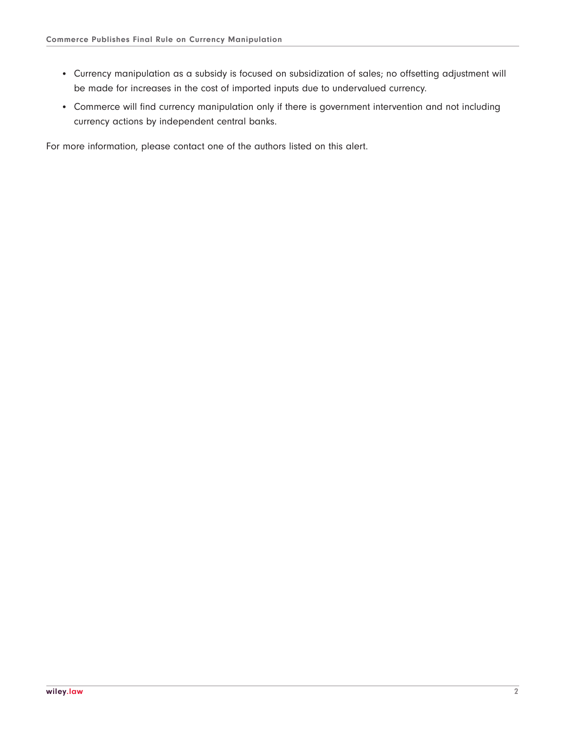- Currency manipulation as a subsidy is focused on subsidization of sales; no offsetting adjustment will be made for increases in the cost of imported inputs due to undervalued currency.
- Commerce will find currency manipulation only if there is government intervention and not including currency actions by independent central banks.

For more information, please contact one of the authors listed on this alert.